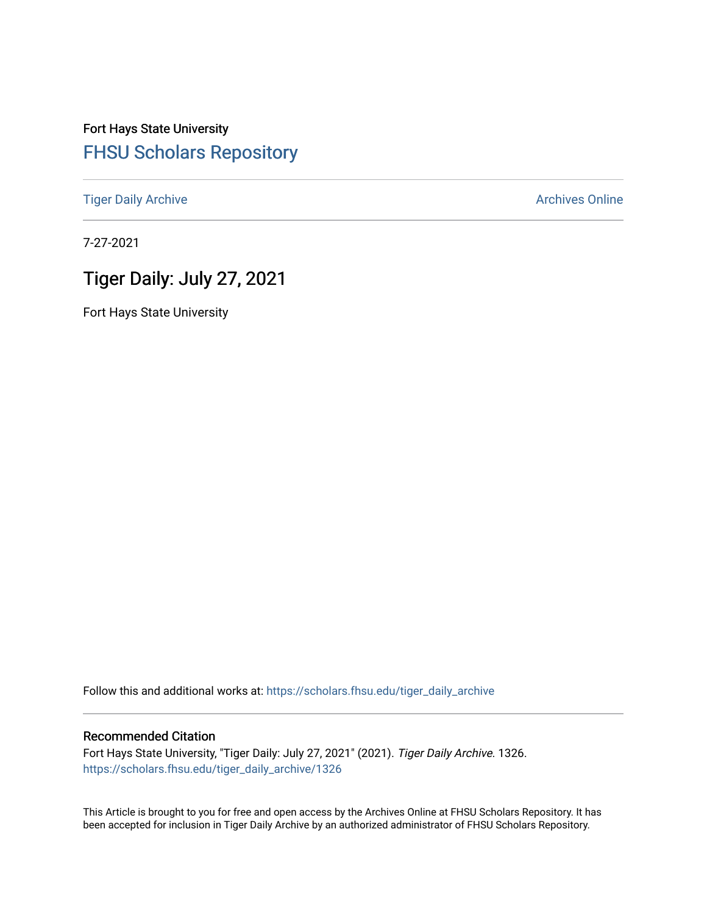Fort Hays State University

FHSU Scholars Repository

Tiger Daily Archive

Archives Online

7-27-2021

# Tiger Daily: July 27, 2021

Fort Hays State University

Follow this and additional works at: https://scholars.fhsu.edu/tiger_daily_archive

## Recommended Citation

Fort Hays State University, "Tiger Daily: July 27, 2021" (2021). *Tiger Daily Archive*. 1326.
https://scholars.fhsu.edu/tiger_daily_archive/1326

This Article is brought to you for free and open access by the Archives Online at FHSU Scholars Repository. It has been accepted for inclusion in Tiger Daily Archive by an authorized administrator of FHSU Scholars Repository.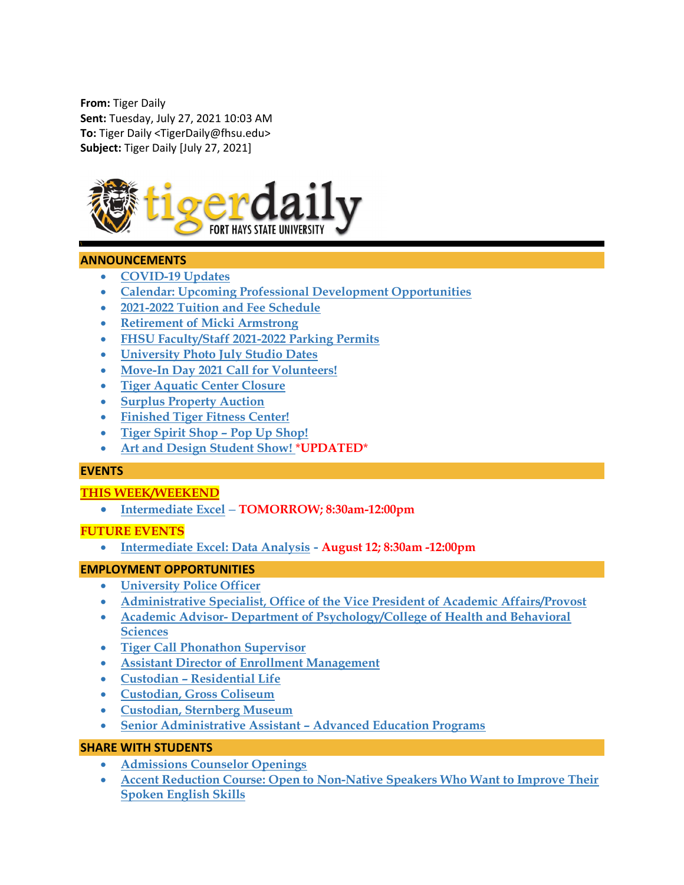**From:** Tiger Daily
**Sent:** Tuesday, July 27, 2021 10:03 AM
**To:** Tiger Daily <TigerDaily@fhsu.edu>
**Subject:** Tiger Daily [July 27, 2021]

tigerdaily FORT HAYS STATE UNIVERSITY

## ANNOUNCEMENTS

- COVID-19 Updates
- Calendar: Upcoming Professional Development Opportunities
- 2021-2022 Tuition and Fee Schedule
- Retirement of Micki Armstrong
- FHSU Faculty/Staff 2021-2022 Parking Permits
- University Photo July Studio Dates
- Move-In Day 2021 Call for Volunteers!
- Tiger Aquatic Center Closure
- Surplus Property Auction
- Finished Tiger Fitness Center!
- Tiger Spirit Shop – Pop Up Shop!
- Art and Design Student Show! ***UPDATED***

## EVENTS

### THIS WEEK/WEEKEND

- Intermediate Excel – **TOMORROW; 8:30am-12:00pm**

### FUTURE EVENTS

- Intermediate Excel: Data Analysis - **August 12; 8:30am -12:00pm**

## EMPLOYMENT OPPORTUNITIES

- University Police Officer
- Administrative Specialist, Office of the Vice President of Academic Affairs/Provost
- Academic Advisor- Department of Psychology/College of Health and Behavioral Sciences
- Tiger Call Phonathon Supervisor
- Assistant Director of Enrollment Management
- Custodian – Residential Life
- Custodian, Gross Coliseum
- Custodian, Sternberg Museum
- Senior Administrative Assistant – Advanced Education Programs

## SHARE WITH STUDENTS

- Admissions Counselor Openings
- Accent Reduction Course: Open to Non-Native Speakers Who Want to Improve Their Spoken English Skills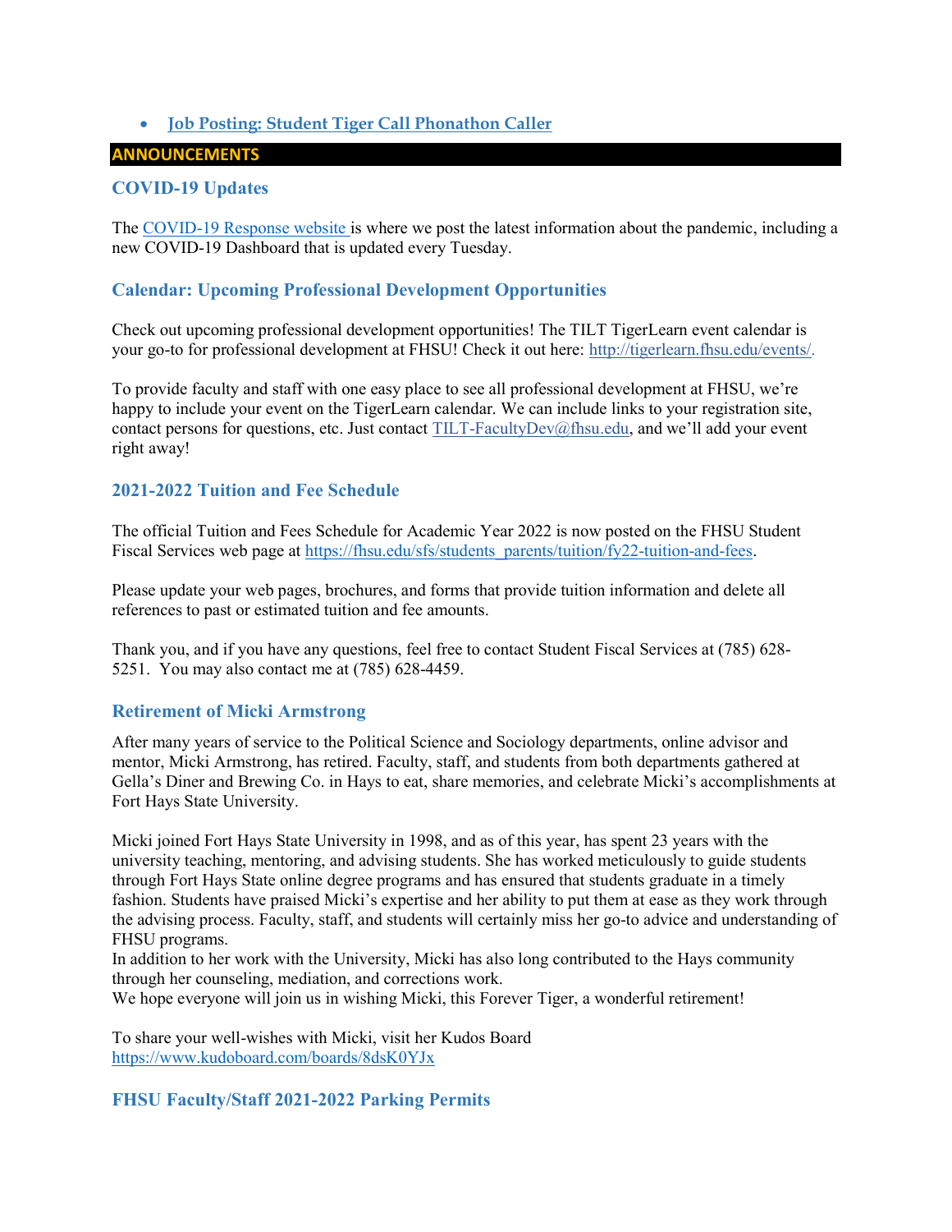- [**Job Posting: Student Tiger Call Phonathon Caller**]()

## ANNOUNCEMENTS

### COVID-19 Updates

The [COVID-19 Response website]() is where we post the latest information about the pandemic, including a new COVID-19 Dashboard that is updated every Tuesday.

### Calendar: Upcoming Professional Development Opportunities

Check out upcoming professional development opportunities! The TILT TigerLearn event calendar is your go-to for professional development at FHSU! Check it out here: [http://tigerlearn.fhsu.edu/events/](http://tigerlearn.fhsu.edu/events/).

To provide faculty and staff with one easy place to see all professional development at FHSU, we're happy to include your event on the TigerLearn calendar. We can include links to your registration site, contact persons for questions, etc. Just contact [TILT-FacultyDev@fhsu.edu](mailto:TILT-FacultyDev@fhsu.edu), and we'll add your event right away!

### 2021-2022 Tuition and Fee Schedule

The official Tuition and Fees Schedule for Academic Year 2022 is now posted on the FHSU Student Fiscal Services web page at [https://fhsu.edu/sfs/students_parents/tuition/fy22-tuition-and-fees](https://fhsu.edu/sfs/students_parents/tuition/fy22-tuition-and-fees).

Please update your web pages, brochures, and forms that provide tuition information and delete all references to past or estimated tuition and fee amounts.

Thank you, and if you have any questions, feel free to contact Student Fiscal Services at (785) 628-5251. You may also contact me at (785) 628-4459.

### Retirement of Micki Armstrong

After many years of service to the Political Science and Sociology departments, online advisor and mentor, Micki Armstrong, has retired. Faculty, staff, and students from both departments gathered at Gella's Diner and Brewing Co. in Hays to eat, share memories, and celebrate Micki's accomplishments at Fort Hays State University.

Micki joined Fort Hays State University in 1998, and as of this year, has spent 23 years with the university teaching, mentoring, and advising students. She has worked meticulously to guide students through Fort Hays State online degree programs and has ensured that students graduate in a timely fashion. Students have praised Micki's expertise and her ability to put them at ease as they work through the advising process. Faculty, staff, and students will certainly miss her go-to advice and understanding of FHSU programs.
In addition to her work with the University, Micki has also long contributed to the Hays community through her counseling, mediation, and corrections work.
We hope everyone will join us in wishing Micki, this Forever Tiger, a wonderful retirement!

To share your well-wishes with Micki, visit her Kudos Board
[https://www.kudoboard.com/boards/8dsK0YJx](https://www.kudoboard.com/boards/8dsK0YJx)

### FHSU Faculty/Staff 2021-2022 Parking Permits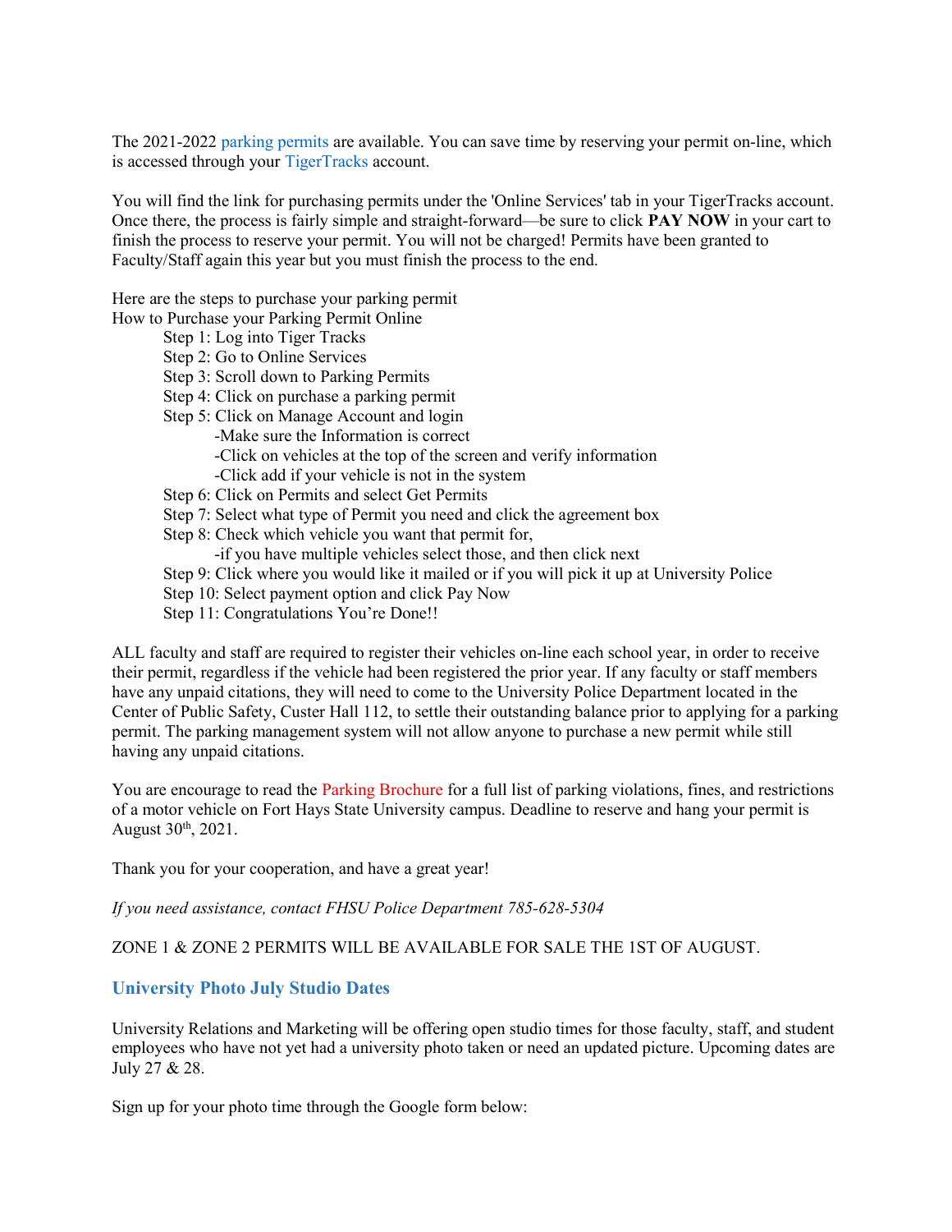The 2021-2022 parking permits are available. You can save time by reserving your permit on-line, which is accessed through your TigerTracks account.

You will find the link for purchasing permits under the 'Online Services' tab in your TigerTracks account. Once there, the process is fairly simple and straight-forward—be sure to click **PAY NOW** in your cart to finish the process to reserve your permit. You will not be charged! Permits have been granted to Faculty/Staff again this year but you must finish the process to the end.

Here are the steps to purchase your parking permit
How to Purchase your Parking Permit Online

- Step 1: Log into Tiger Tracks
- Step 2: Go to Online Services
- Step 3: Scroll down to Parking Permits
- Step 4: Click on purchase a parking permit
- Step 5: Click on Manage Account and login
  - -Make sure the Information is correct
  - -Click on vehicles at the top of the screen and verify information
  - -Click add if your vehicle is not in the system
- Step 6: Click on Permits and select Get Permits
- Step 7: Select what type of Permit you need and click the agreement box
- Step 8: Check which vehicle you want that permit for,
  - -if you have multiple vehicles select those, and then click next
- Step 9: Click where you would like it mailed or if you will pick it up at University Police
- Step 10: Select payment option and click Pay Now
- Step 11: Congratulations You're Done!!

ALL faculty and staff are required to register their vehicles on-line each school year, in order to receive their permit, regardless if the vehicle had been registered the prior year. If any faculty or staff members have any unpaid citations, they will need to come to the University Police Department located in the Center of Public Safety, Custer Hall 112, to settle their outstanding balance prior to applying for a parking permit. The parking management system will not allow anyone to purchase a new permit while still having any unpaid citations.

You are encourage to read the Parking Brochure for a full list of parking violations, fines, and restrictions of a motor vehicle on Fort Hays State University campus. Deadline to reserve and hang your permit is August 30th, 2021.

Thank you for your cooperation, and have a great year!

*If you need assistance, contact FHSU Police Department 785-628-5304*

ZONE 1 & ZONE 2 PERMITS WILL BE AVAILABLE FOR SALE THE 1ST OF AUGUST.

### University Photo July Studio Dates

University Relations and Marketing will be offering open studio times for those faculty, staff, and student employees who have not yet had a university photo taken or need an updated picture. Upcoming dates are July 27 & 28.

Sign up for your photo time through the Google form below: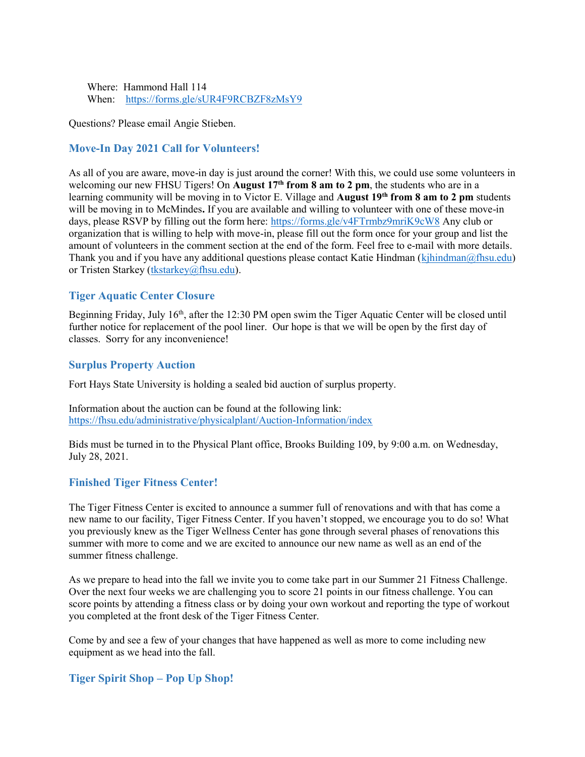Where: Hammond Hall 114
When: https://forms.gle/sUR4F9RCBZF8zMsY9

Questions? Please email Angie Stieben.

## Move-In Day 2021 Call for Volunteers!

As all of you are aware, move-in day is just around the corner! With this, we could use some volunteers in welcoming our new FHSU Tigers! On **August 17th from 8 am to 2 pm**, the students who are in a learning community will be moving in to Victor E. Village and **August 19th from 8 am to 2 pm** students will be moving in to McMindes**.** If you are available and willing to volunteer with one of these move-in days, please RSVP by filling out the form here: https://forms.gle/v4FTrmbz9mriK9cW8 Any club or organization that is willing to help with move-in, please fill out the form once for your group and list the amount of volunteers in the comment section at the end of the form. Feel free to e-mail with more details. Thank you and if you have any additional questions please contact Katie Hindman (kjhindman@fhsu.edu) or Tristen Starkey (tkstarkey@fhsu.edu).

## Tiger Aquatic Center Closure

Beginning Friday, July 16th, after the 12:30 PM open swim the Tiger Aquatic Center will be closed until further notice for replacement of the pool liner. Our hope is that we will be open by the first day of classes. Sorry for any inconvenience!

## Surplus Property Auction

Fort Hays State University is holding a sealed bid auction of surplus property.

Information about the auction can be found at the following link:
https://fhsu.edu/administrative/physicalplant/Auction-Information/index

Bids must be turned in to the Physical Plant office, Brooks Building 109, by 9:00 a.m. on Wednesday, July 28, 2021.

## Finished Tiger Fitness Center!

The Tiger Fitness Center is excited to announce a summer full of renovations and with that has come a new name to our facility, Tiger Fitness Center. If you haven't stopped, we encourage you to do so! What you previously knew as the Tiger Wellness Center has gone through several phases of renovations this summer with more to come and we are excited to announce our new name as well as an end of the summer fitness challenge.

As we prepare to head into the fall we invite you to come take part in our Summer 21 Fitness Challenge. Over the next four weeks we are challenging you to score 21 points in our fitness challenge. You can score points by attending a fitness class or by doing your own workout and reporting the type of workout you completed at the front desk of the Tiger Fitness Center.

Come by and see a few of your changes that have happened as well as more to come including new equipment as we head into the fall.

## Tiger Spirit Shop – Pop Up Shop!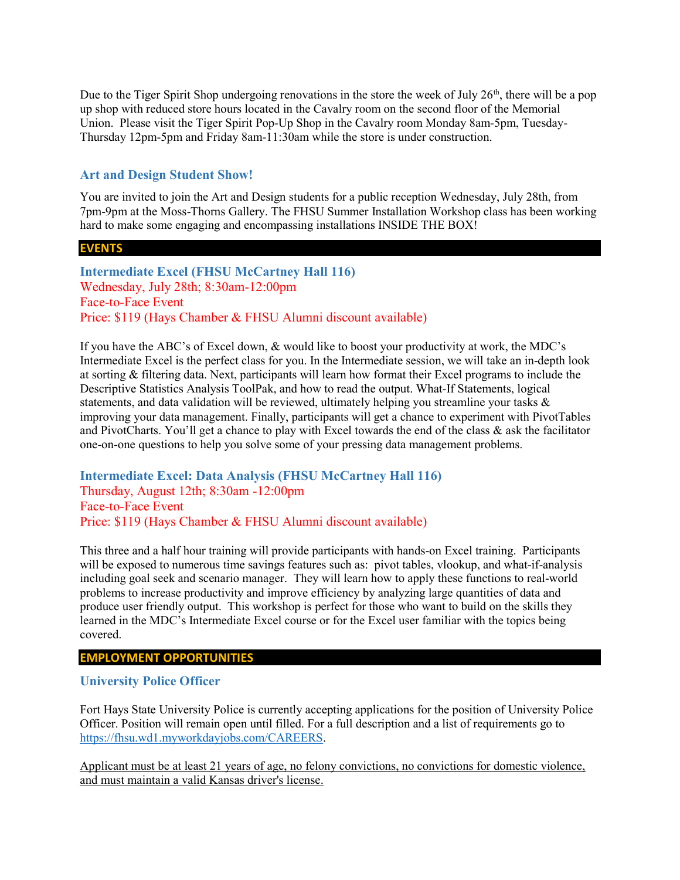Due to the Tiger Spirit Shop undergoing renovations in the store the week of July 26th, there will be a pop up shop with reduced store hours located in the Cavalry room on the second floor of the Memorial Union. Please visit the Tiger Spirit Pop-Up Shop in the Cavalry room Monday 8am-5pm, Tuesday-Thursday 12pm-5pm and Friday 8am-11:30am while the store is under construction.

### Art and Design Student Show!

You are invited to join the Art and Design students for a public reception Wednesday, July 28th, from 7pm-9pm at the Moss-Thorns Gallery. The FHSU Summer Installation Workshop class has been working hard to make some engaging and encompassing installations INSIDE THE BOX!

## EVENTS

### Intermediate Excel (FHSU McCartney Hall 116)

Wednesday, July 28th; 8:30am-12:00pm
Face-to-Face Event
Price: $119 (Hays Chamber & FHSU Alumni discount available)

If you have the ABC's of Excel down, & would like to boost your productivity at work, the MDC's Intermediate Excel is the perfect class for you. In the Intermediate session, we will take an in-depth look at sorting & filtering data. Next, participants will learn how format their Excel programs to include the Descriptive Statistics Analysis ToolPak, and how to read the output. What-If Statements, logical statements, and data validation will be reviewed, ultimately helping you streamline your tasks & improving your data management. Finally, participants will get a chance to experiment with PivotTables and PivotCharts. You'll get a chance to play with Excel towards the end of the class & ask the facilitator one-on-one questions to help you solve some of your pressing data management problems.

### Intermediate Excel: Data Analysis (FHSU McCartney Hall 116)

Thursday, August 12th; 8:30am -12:00pm
Face-to-Face Event
Price: $119 (Hays Chamber & FHSU Alumni discount available)

This three and a half hour training will provide participants with hands-on Excel training. Participants will be exposed to numerous time savings features such as: pivot tables, vlookup, and what-if-analysis including goal seek and scenario manager. They will learn how to apply these functions to real-world problems to increase productivity and improve efficiency by analyzing large quantities of data and produce user friendly output. This workshop is perfect for those who want to build on the skills they learned in the MDC's Intermediate Excel course or for the Excel user familiar with the topics being covered.

## EMPLOYMENT OPPORTUNITIES

### University Police Officer

Fort Hays State University Police is currently accepting applications for the position of University Police Officer. Position will remain open until filled. For a full description and a list of requirements go to https://fhsu.wd1.myworkdayjobs.com/CAREERS.

Applicant must be at least 21 years of age, no felony convictions, no convictions for domestic violence, and must maintain a valid Kansas driver's license.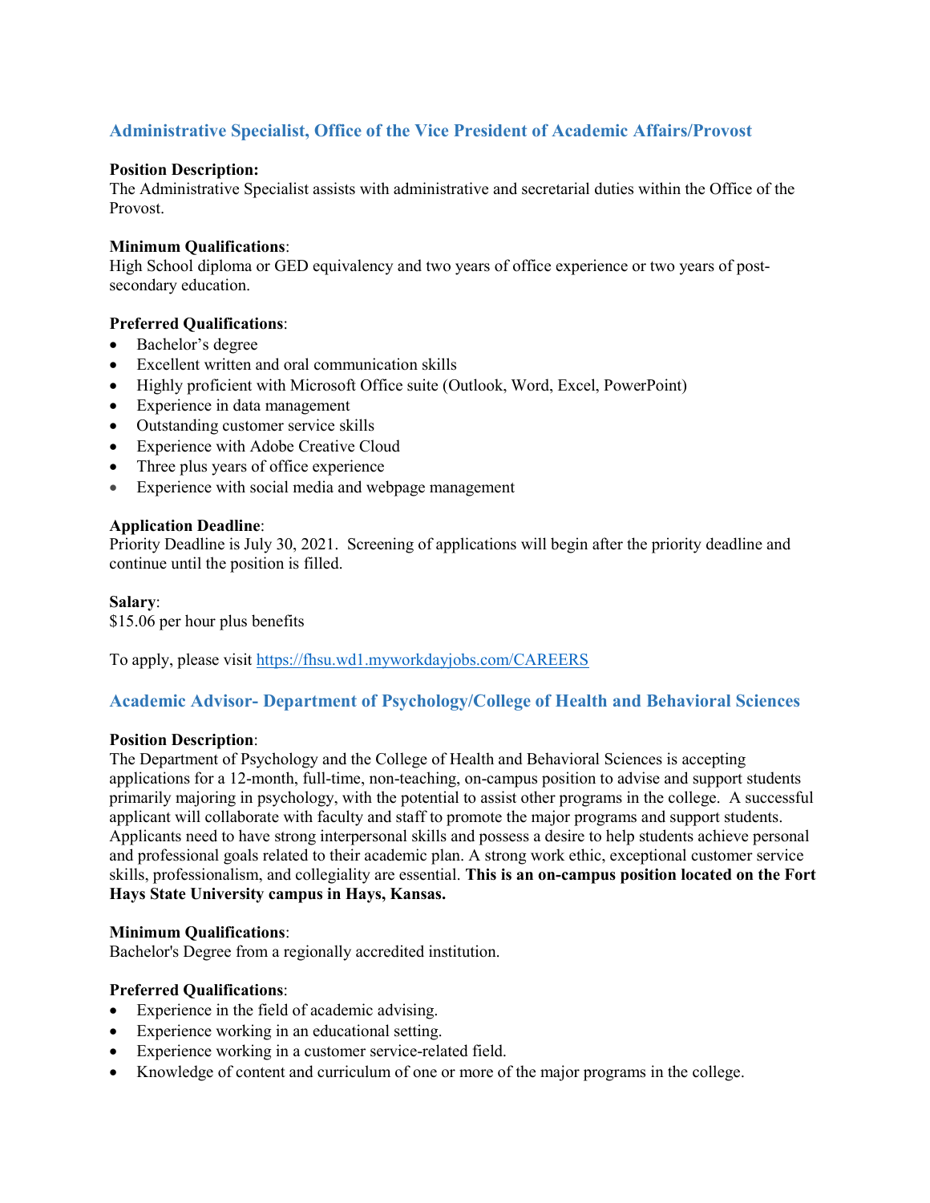## Administrative Specialist, Office of the Vice President of Academic Affairs/Provost

**Position Description:**
The Administrative Specialist assists with administrative and secretarial duties within the Office of the Provost.

**Minimum Qualifications**:
High School diploma or GED equivalency and two years of office experience or two years of post-secondary education.

**Preferred Qualifications**:
- Bachelor's degree
- Excellent written and oral communication skills
- Highly proficient with Microsoft Office suite (Outlook, Word, Excel, PowerPoint)
- Experience in data management
- Outstanding customer service skills
- Experience with Adobe Creative Cloud
- Three plus years of office experience
- Experience with social media and webpage management

**Application Deadline**:
Priority Deadline is July 30, 2021. Screening of applications will begin after the priority deadline and continue until the position is filled.

**Salary**:
$15.06 per hour plus benefits

To apply, please visit https://fhsu.wd1.myworkdayjobs.com/CAREERS

## Academic Advisor- Department of Psychology/College of Health and Behavioral Sciences

**Position Description**:
The Department of Psychology and the College of Health and Behavioral Sciences is accepting applications for a 12-month, full-time, non-teaching, on-campus position to advise and support students primarily majoring in psychology, with the potential to assist other programs in the college. A successful applicant will collaborate with faculty and staff to promote the major programs and support students. Applicants need to have strong interpersonal skills and possess a desire to help students achieve personal and professional goals related to their academic plan. A strong work ethic, exceptional customer service skills, professionalism, and collegiality are essential. **This is an on-campus position located on the Fort Hays State University campus in Hays, Kansas.**

**Minimum Qualifications**:
Bachelor's Degree from a regionally accredited institution.

**Preferred Qualifications**:
- Experience in the field of academic advising.
- Experience working in an educational setting.
- Experience working in a customer service-related field.
- Knowledge of content and curriculum of one or more of the major programs in the college.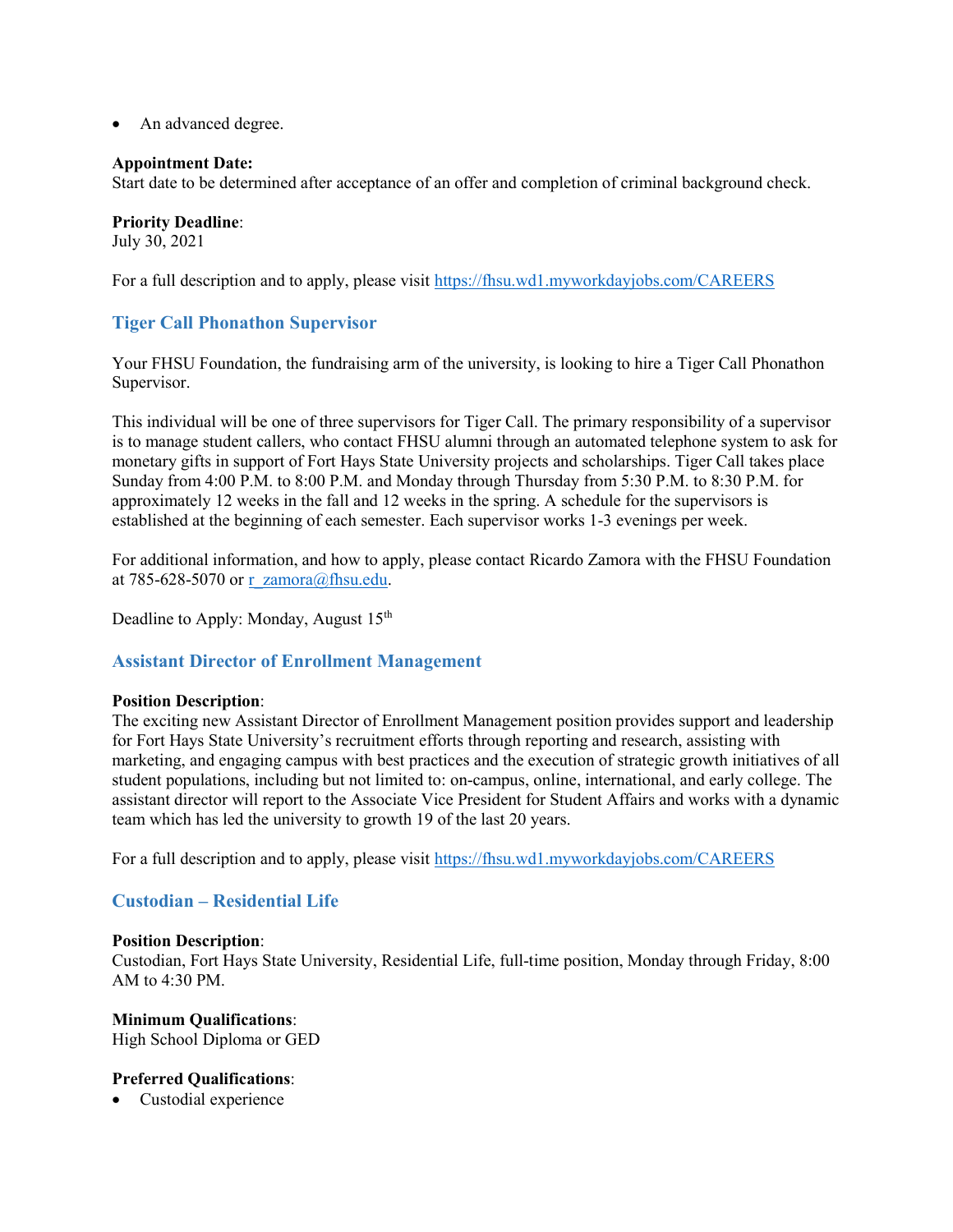- An advanced degree.

**Appointment Date:**
Start date to be determined after acceptance of an offer and completion of criminal background check.

**Priority Deadline**:
July 30, 2021

For a full description and to apply, please visit https://fhsu.wd1.myworkdayjobs.com/CAREERS

### Tiger Call Phonathon Supervisor

Your FHSU Foundation, the fundraising arm of the university, is looking to hire a Tiger Call Phonathon Supervisor.

This individual will be one of three supervisors for Tiger Call. The primary responsibility of a supervisor is to manage student callers, who contact FHSU alumni through an automated telephone system to ask for monetary gifts in support of Fort Hays State University projects and scholarships. Tiger Call takes place Sunday from 4:00 P.M. to 8:00 P.M. and Monday through Thursday from 5:30 P.M. to 8:30 P.M. for approximately 12 weeks in the fall and 12 weeks in the spring. A schedule for the supervisors is established at the beginning of each semester. Each supervisor works 1-3 evenings per week.

For additional information, and how to apply, please contact Ricardo Zamora with the FHSU Foundation at 785-628-5070 or r_zamora@fhsu.edu.

Deadline to Apply: Monday, August 15th

### Assistant Director of Enrollment Management

**Position Description**:
The exciting new Assistant Director of Enrollment Management position provides support and leadership for Fort Hays State University's recruitment efforts through reporting and research, assisting with marketing, and engaging campus with best practices and the execution of strategic growth initiatives of all student populations, including but not limited to: on-campus, online, international, and early college. The assistant director will report to the Associate Vice President for Student Affairs and works with a dynamic team which has led the university to growth 19 of the last 20 years.

For a full description and to apply, please visit https://fhsu.wd1.myworkdayjobs.com/CAREERS

### Custodian – Residential Life

**Position Description**:
Custodian, Fort Hays State University, Residential Life, full-time position, Monday through Friday, 8:00 AM to 4:30 PM.

**Minimum Qualifications**:
High School Diploma or GED

**Preferred Qualifications**:
- Custodial experience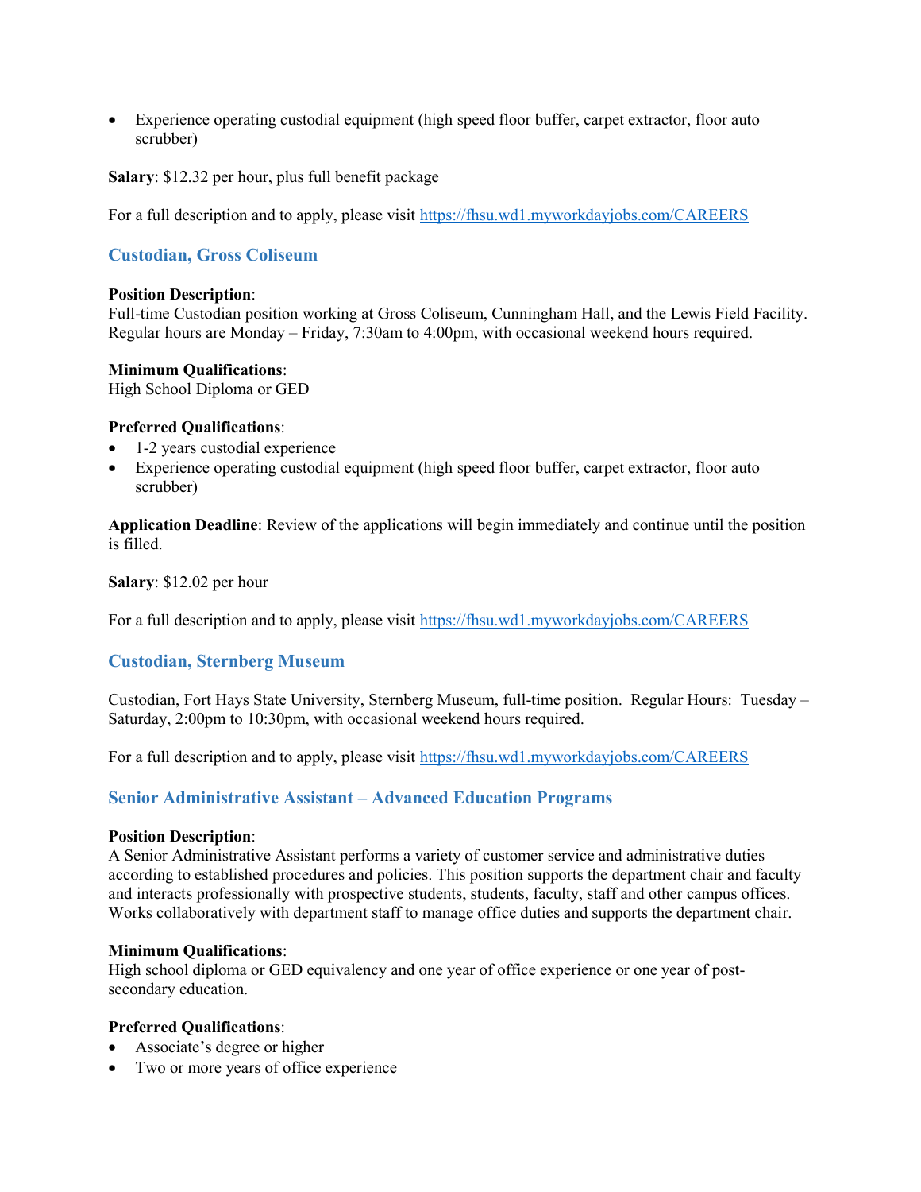- Experience operating custodial equipment (high speed floor buffer, carpet extractor, floor auto scrubber)

**Salary**: $12.32 per hour, plus full benefit package

For a full description and to apply, please visit https://fhsu.wd1.myworkdayjobs.com/CAREERS

### Custodian, Gross Coliseum

**Position Description**:
Full-time Custodian position working at Gross Coliseum, Cunningham Hall, and the Lewis Field Facility. Regular hours are Monday – Friday, 7:30am to 4:00pm, with occasional weekend hours required.

**Minimum Qualifications**:
High School Diploma or GED

**Preferred Qualifications**:
- 1-2 years custodial experience
- Experience operating custodial equipment (high speed floor buffer, carpet extractor, floor auto scrubber)

**Application Deadline**: Review of the applications will begin immediately and continue until the position is filled.

**Salary**: $12.02 per hour

For a full description and to apply, please visit https://fhsu.wd1.myworkdayjobs.com/CAREERS

### Custodian, Sternberg Museum

Custodian, Fort Hays State University, Sternberg Museum, full-time position. Regular Hours: Tuesday – Saturday, 2:00pm to 10:30pm, with occasional weekend hours required.

For a full description and to apply, please visit https://fhsu.wd1.myworkdayjobs.com/CAREERS

### Senior Administrative Assistant – Advanced Education Programs

**Position Description**:
A Senior Administrative Assistant performs a variety of customer service and administrative duties according to established procedures and policies. This position supports the department chair and faculty and interacts professionally with prospective students, students, faculty, staff and other campus offices. Works collaboratively with department staff to manage office duties and supports the department chair.

**Minimum Qualifications**:
High school diploma or GED equivalency and one year of office experience or one year of post-secondary education.

**Preferred Qualifications**:
- Associate's degree or higher
- Two or more years of office experience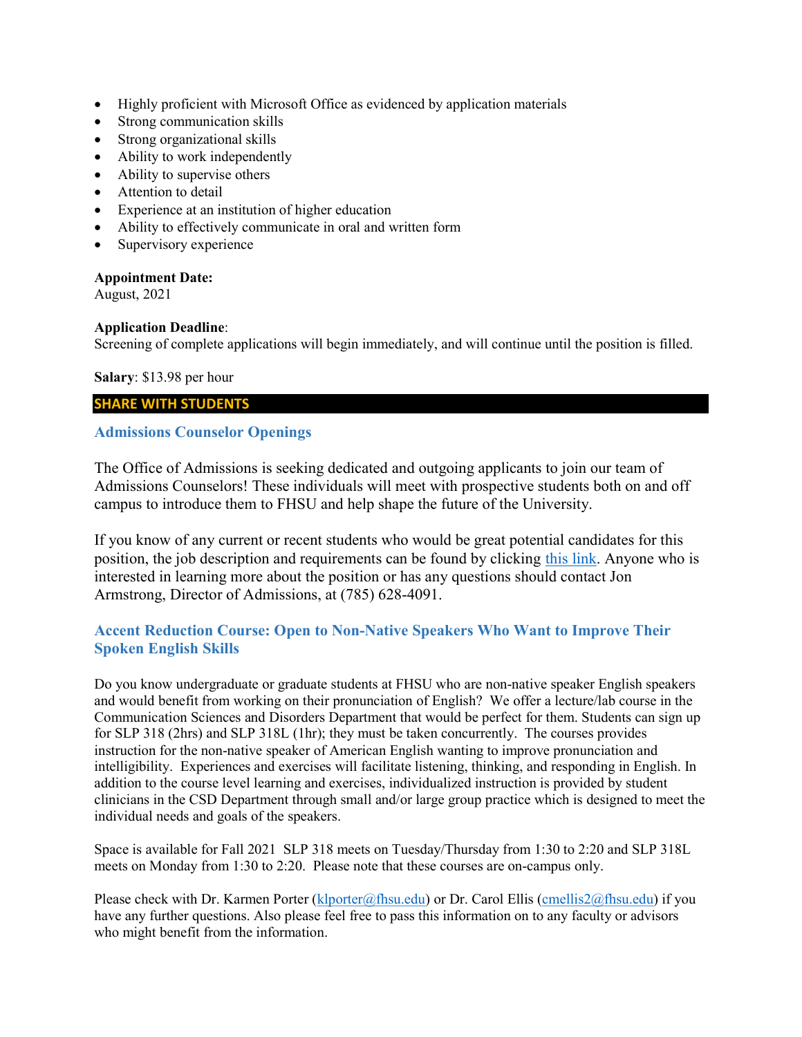- Highly proficient with Microsoft Office as evidenced by application materials
- Strong communication skills
- Strong organizational skills
- Ability to work independently
- Ability to supervise others
- Attention to detail
- Experience at an institution of higher education
- Ability to effectively communicate in oral and written form
- Supervisory experience

**Appointment Date:**
August, 2021

**Application Deadline**:
Screening of complete applications will begin immediately, and will continue until the position is filled.

**Salary**: $13.98 per hour

## SHARE WITH STUDENTS

### Admissions Counselor Openings

The Office of Admissions is seeking dedicated and outgoing applicants to join our team of Admissions Counselors! These individuals will meet with prospective students both on and off campus to introduce them to FHSU and help shape the future of the University.

If you know of any current or recent students who would be great potential candidates for this position, the job description and requirements can be found by clicking this link. Anyone who is interested in learning more about the position or has any questions should contact Jon Armstrong, Director of Admissions, at (785) 628-4091.

### Accent Reduction Course: Open to Non-Native Speakers Who Want to Improve Their Spoken English Skills

Do you know undergraduate or graduate students at FHSU who are non-native speaker English speakers and would benefit from working on their pronunciation of English? We offer a lecture/lab course in the Communication Sciences and Disorders Department that would be perfect for them. Students can sign up for SLP 318 (2hrs) and SLP 318L (1hr); they must be taken concurrently. The courses provides instruction for the non-native speaker of American English wanting to improve pronunciation and intelligibility. Experiences and exercises will facilitate listening, thinking, and responding in English. In addition to the course level learning and exercises, individualized instruction is provided by student clinicians in the CSD Department through small and/or large group practice which is designed to meet the individual needs and goals of the speakers.

Space is available for Fall 2021 SLP 318 meets on Tuesday/Thursday from 1:30 to 2:20 and SLP 318L meets on Monday from 1:30 to 2:20. Please note that these courses are on-campus only.

Please check with Dr. Karmen Porter (klporter@fhsu.edu) or Dr. Carol Ellis (cmellis2@fhsu.edu) if you have any further questions. Also please feel free to pass this information on to any faculty or advisors who might benefit from the information.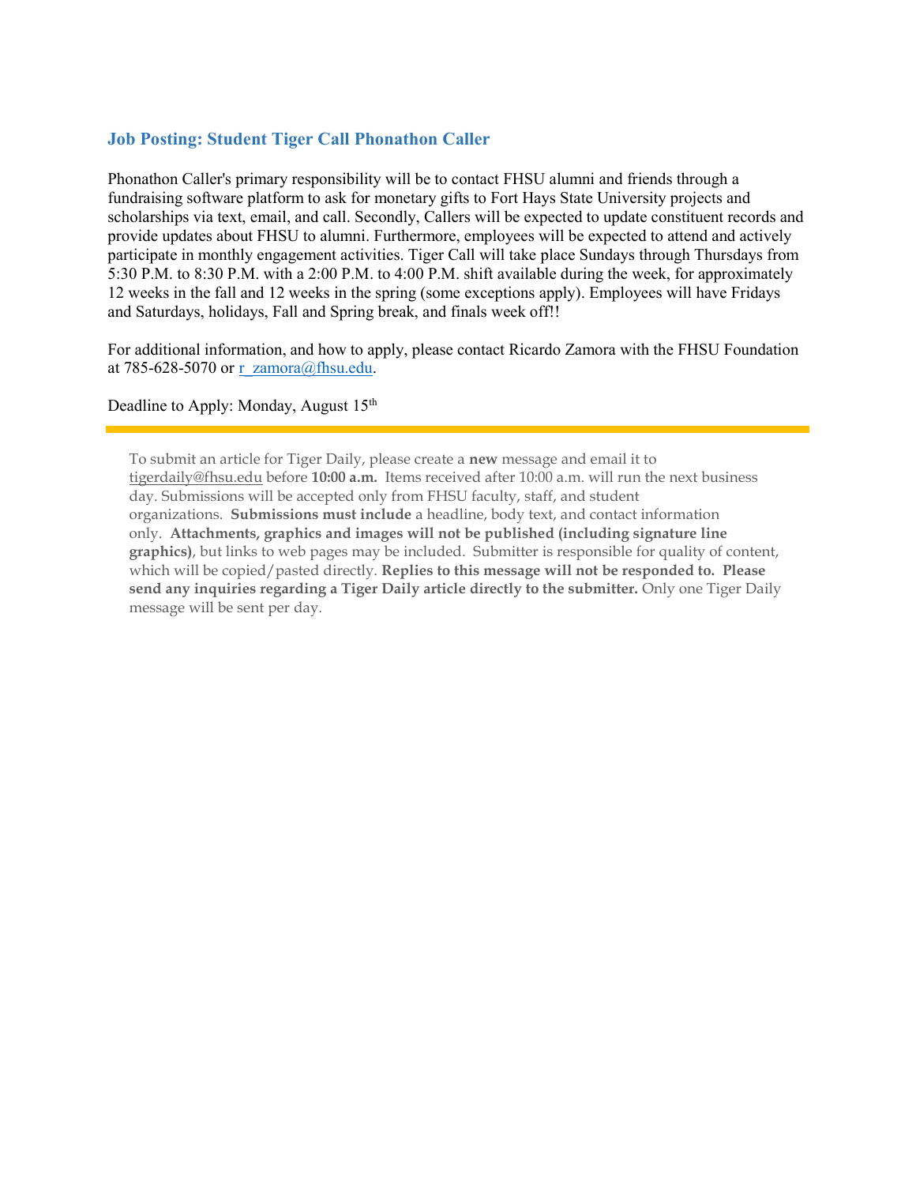## Job Posting: Student Tiger Call Phonathon Caller

Phonathon Caller's primary responsibility will be to contact FHSU alumni and friends through a fundraising software platform to ask for monetary gifts to Fort Hays State University projects and scholarships via text, email, and call. Secondly, Callers will be expected to update constituent records and provide updates about FHSU to alumni. Furthermore, employees will be expected to attend and actively participate in monthly engagement activities. Tiger Call will take place Sundays through Thursdays from 5:30 P.M. to 8:30 P.M. with a 2:00 P.M. to 4:00 P.M. shift available during the week, for approximately 12 weeks in the fall and 12 weeks in the spring (some exceptions apply). Employees will have Fridays and Saturdays, holidays, Fall and Spring break, and finals week off!!

For additional information, and how to apply, please contact Ricardo Zamora with the FHSU Foundation at 785-628-5070 or r_zamora@fhsu.edu.

Deadline to Apply: Monday, August 15th

---

To submit an article for Tiger Daily, please create a **new** message and email it to tigerdaily@fhsu.edu before **10:00 a.m.** Items received after 10:00 a.m. will run the next business day. Submissions will be accepted only from FHSU faculty, staff, and student organizations. **Submissions must include** a headline, body text, and contact information only. **Attachments, graphics and images will not be published (including signature line graphics)**, but links to web pages may be included. Submitter is responsible for quality of content, which will be copied/pasted directly. **Replies to this message will not be responded to. Please send any inquiries regarding a Tiger Daily article directly to the submitter.** Only one Tiger Daily message will be sent per day.